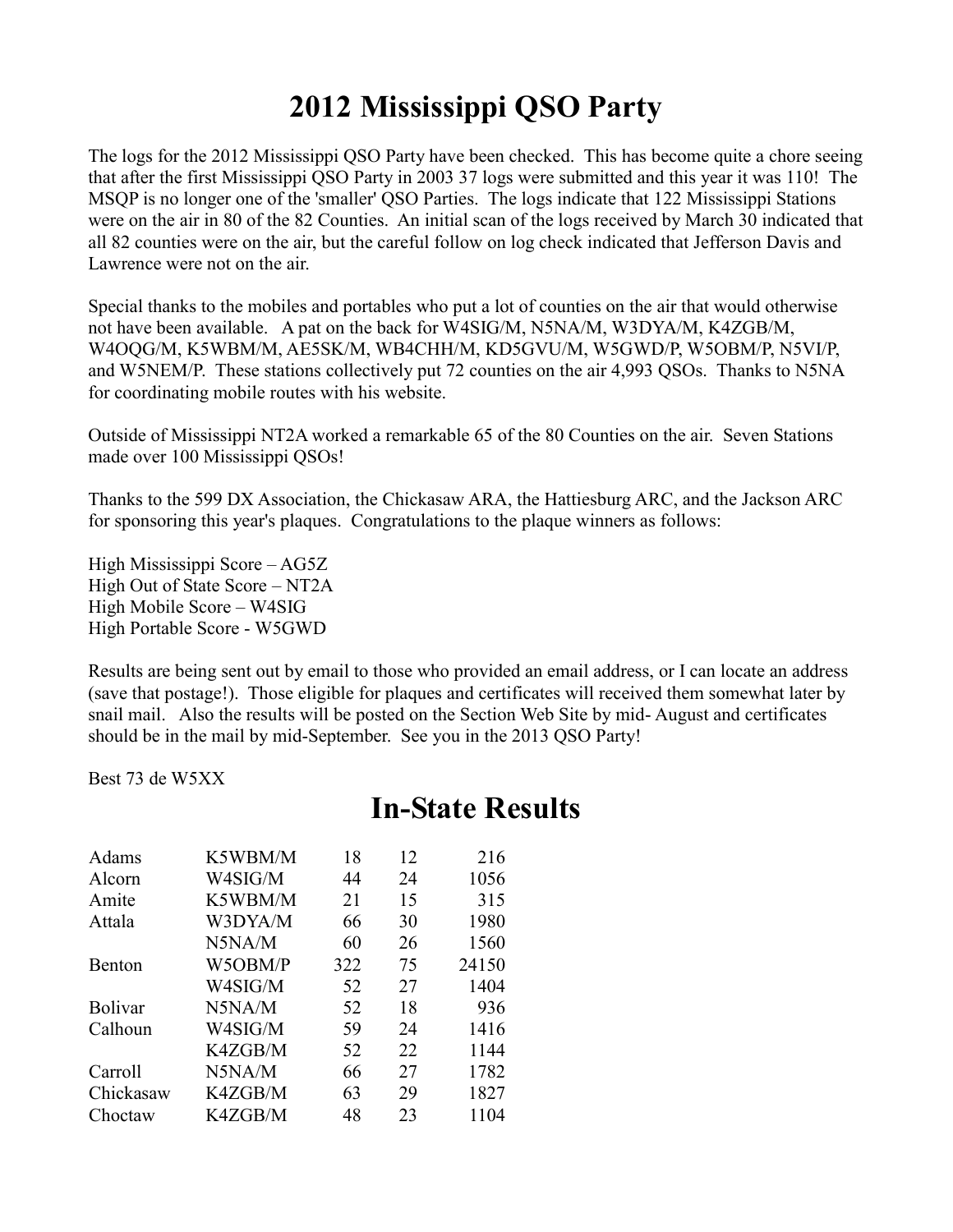# 2012 Mississippi QSO Party

The logs for the 2012 Mississippi QSO Party have been checked. This has become quite a chore seeing that after the first Mississippi QSO Party in 2003 37 logs were submitted and this year it was 110! The MSQP is no longer one of the 'smaller' QSO Parties. The logs indicate that 122 Mississippi Stations were on the air in 80 of the 82 Counties. An initial scan of the logs received by March 30 indicated that all 82 counties were on the air, but the careful follow on log check indicated that Jefferson Davis and Lawrence were not on the air.

Special thanks to the mobiles and portables who put a lot of counties on the air that would otherwise not have been available. A pat on the back for W4SIG/M, N5NA/M, W3DYA/M, K4ZGB/M, W4OQG/M, K5WBM/M, AE5SK/M, WB4CHH/M, KD5GVU/M, W5GWD/P, W5OBM/P, N5VI/P, and W5NEM/P. These stations collectively put 72 counties on the air 4,993 QSOs. Thanks to N5NA for coordinating mobile routes with his website.

Outside of Mississippi NT2A worked a remarkable 65 of the 80 Counties on the air. Seven Stations made over 100 Mississippi QSOs!

Thanks to the 599 DX Association, the Chickasaw ARA, the Hattiesburg ARC, and the Jackson ARC for sponsoring this year's plaques. Congratulations to the plaque winners as follows:

High Mississippi Score – AG5Z
High Out of State Score – NT2A
High Mobile Score – W4SIG
High Portable Score - W5GWD

Results are being sent out by email to those who provided an email address, or I can locate an address (save that postage!). Those eligible for plaques and certificates will received them somewhat later by snail mail. Also the results will be posted on the Section Web Site by mid- August and certificates should be in the mail by mid-September. See you in the 2013 QSO Party!

Best 73 de W5XX

## In-State Results

| | | | | |
|---|---|---|---|---|
| Adams | K5WBM/M | 18 | 12 | 216 |
| Alcorn | W4SIG/M | 44 | 24 | 1056 |
| Amite | K5WBM/M | 21 | 15 | 315 |
| Attala | W3DYA/M | 66 | 30 | 1980 |
| | N5NA/M | 60 | 26 | 1560 |
| Benton | W5OBM/P | 322 | 75 | 24150 |
| | W4SIG/M | 52 | 27 | 1404 |
| Bolivar | N5NA/M | 52 | 18 | 936 |
| Calhoun | W4SIG/M | 59 | 24 | 1416 |
| | K4ZGB/M | 52 | 22 | 1144 |
| Carroll | N5NA/M | 66 | 27 | 1782 |
| Chickasaw | K4ZGB/M | 63 | 29 | 1827 |
| Choctaw | K4ZGB/M | 48 | 23 | 1104 |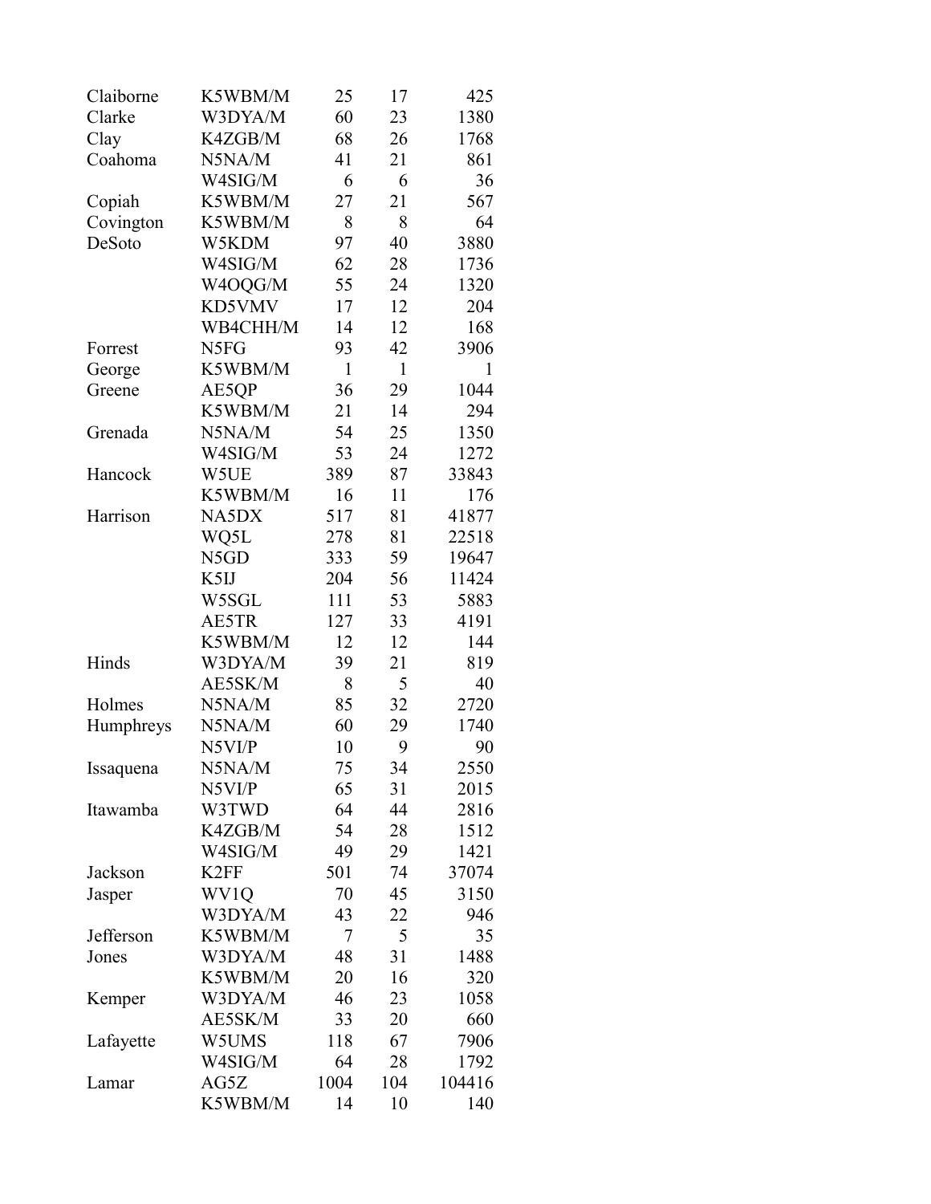| | | | | |
|---|---|---|---|---|
| Claiborne | K5WBM/M | 25 | 17 | 425 |
| Clarke | W3DYA/M | 60 | 23 | 1380 |
| Clay | K4ZGB/M | 68 | 26 | 1768 |
| Coahoma | N5NA/M | 41 | 21 | 861 |
| | W4SIG/M | 6 | 6 | 36 |
| Copiah | K5WBM/M | 27 | 21 | 567 |
| Covington | K5WBM/M | 8 | 8 | 64 |
| DeSoto | W5KDM | 97 | 40 | 3880 |
| | W4SIG/M | 62 | 28 | 1736 |
| | W4OQG/M | 55 | 24 | 1320 |
| | KD5VMV | 17 | 12 | 204 |
| | WB4CHH/M | 14 | 12 | 168 |
| Forrest | N5FG | 93 | 42 | 3906 |
| George | K5WBM/M | 1 | 1 | 1 |
| Greene | AE5QP | 36 | 29 | 1044 |
| | K5WBM/M | 21 | 14 | 294 |
| Grenada | N5NA/M | 54 | 25 | 1350 |
| | W4SIG/M | 53 | 24 | 1272 |
| Hancock | W5UE | 389 | 87 | 33843 |
| | K5WBM/M | 16 | 11 | 176 |
| Harrison | NA5DX | 517 | 81 | 41877 |
| | WQ5L | 278 | 81 | 22518 |
| | N5GD | 333 | 59 | 19647 |
| | K5IJ | 204 | 56 | 11424 |
| | W5SGL | 111 | 53 | 5883 |
| | AE5TR | 127 | 33 | 4191 |
| | K5WBM/M | 12 | 12 | 144 |
| Hinds | W3DYA/M | 39 | 21 | 819 |
| | AE5SK/M | 8 | 5 | 40 |
| Holmes | N5NA/M | 85 | 32 | 2720 |
| Humphreys | N5NA/M | 60 | 29 | 1740 |
| | N5VI/P | 10 | 9 | 90 |
| Issaquena | N5NA/M | 75 | 34 | 2550 |
| | N5VI/P | 65 | 31 | 2015 |
| Itawamba | W3TWD | 64 | 44 | 2816 |
| | K4ZGB/M | 54 | 28 | 1512 |
| | W4SIG/M | 49 | 29 | 1421 |
| Jackson | K2FF | 501 | 74 | 37074 |
| Jasper | WV1Q | 70 | 45 | 3150 |
| | W3DYA/M | 43 | 22 | 946 |
| Jefferson | K5WBM/M | 7 | 5 | 35 |
| Jones | W3DYA/M | 48 | 31 | 1488 |
| | K5WBM/M | 20 | 16 | 320 |
| Kemper | W3DYA/M | 46 | 23 | 1058 |
| | AE5SK/M | 33 | 20 | 660 |
| Lafayette | W5UMS | 118 | 67 | 7906 |
| | W4SIG/M | 64 | 28 | 1792 |
| Lamar | AG5Z | 1004 | 104 | 104416 |
| | K5WBM/M | 14 | 10 | 140 |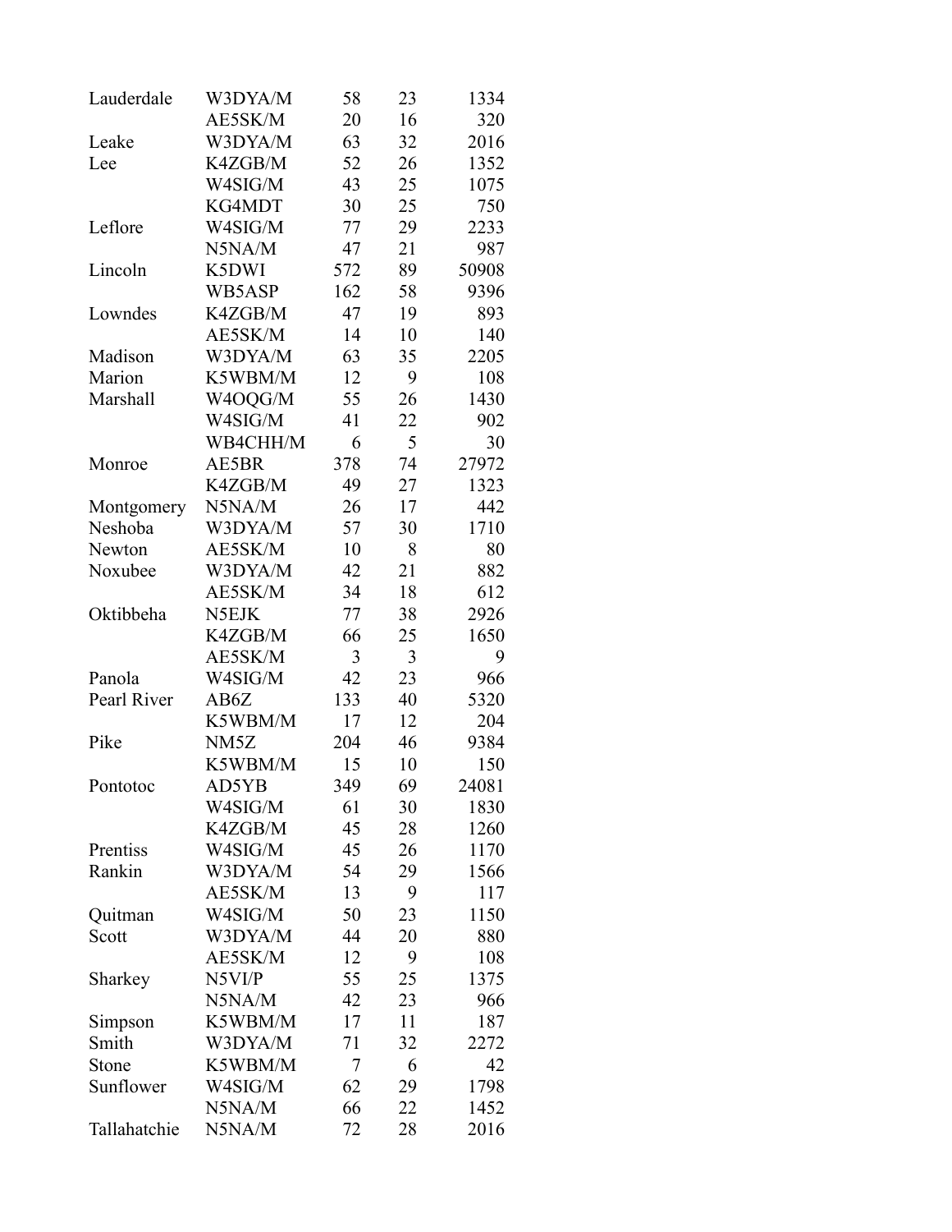| | | | | |
|---|---|---|---|---|
| Lauderdale | W3DYA/M | 58 | 23 | 1334 |
| | AE5SK/M | 20 | 16 | 320 |
| Leake | W3DYA/M | 63 | 32 | 2016 |
| Lee | K4ZGB/M | 52 | 26 | 1352 |
| | W4SIG/M | 43 | 25 | 1075 |
| | KG4MDT | 30 | 25 | 750 |
| Leflore | W4SIG/M | 77 | 29 | 2233 |
| | N5NA/M | 47 | 21 | 987 |
| Lincoln | K5DWI | 572 | 89 | 50908 |
| | WB5ASP | 162 | 58 | 9396 |
| Lowndes | K4ZGB/M | 47 | 19 | 893 |
| | AE5SK/M | 14 | 10 | 140 |
| Madison | W3DYA/M | 63 | 35 | 2205 |
| Marion | K5WBM/M | 12 | 9 | 108 |
| Marshall | W4OQG/M | 55 | 26 | 1430 |
| | W4SIG/M | 41 | 22 | 902 |
| | WB4CHH/M | 6 | 5 | 30 |
| Monroe | AE5BR | 378 | 74 | 27972 |
| | K4ZGB/M | 49 | 27 | 1323 |
| Montgomery | N5NA/M | 26 | 17 | 442 |
| Neshoba | W3DYA/M | 57 | 30 | 1710 |
| Newton | AE5SK/M | 10 | 8 | 80 |
| Noxubee | W3DYA/M | 42 | 21 | 882 |
| | AE5SK/M | 34 | 18 | 612 |
| Oktibbeha | N5EJK | 77 | 38 | 2926 |
| | K4ZGB/M | 66 | 25 | 1650 |
| | AE5SK/M | 3 | 3 | 9 |
| Panola | W4SIG/M | 42 | 23 | 966 |
| Pearl River | AB6Z | 133 | 40 | 5320 |
| | K5WBM/M | 17 | 12 | 204 |
| Pike | NM5Z | 204 | 46 | 9384 |
| | K5WBM/M | 15 | 10 | 150 |
| Pontotoc | AD5YB | 349 | 69 | 24081 |
| | W4SIG/M | 61 | 30 | 1830 |
| | K4ZGB/M | 45 | 28 | 1260 |
| Prentiss | W4SIG/M | 45 | 26 | 1170 |
| Rankin | W3DYA/M | 54 | 29 | 1566 |
| | AE5SK/M | 13 | 9 | 117 |
| Quitman | W4SIG/M | 50 | 23 | 1150 |
| Scott | W3DYA/M | 44 | 20 | 880 |
| | AE5SK/M | 12 | 9 | 108 |
| Sharkey | N5VI/P | 55 | 25 | 1375 |
| | N5NA/M | 42 | 23 | 966 |
| Simpson | K5WBM/M | 17 | 11 | 187 |
| Smith | W3DYA/M | 71 | 32 | 2272 |
| Stone | K5WBM/M | 7 | 6 | 42 |
| Sunflower | W4SIG/M | 62 | 29 | 1798 |
| | N5NA/M | 66 | 22 | 1452 |
| Tallahatchie | N5NA/M | 72 | 28 | 2016 |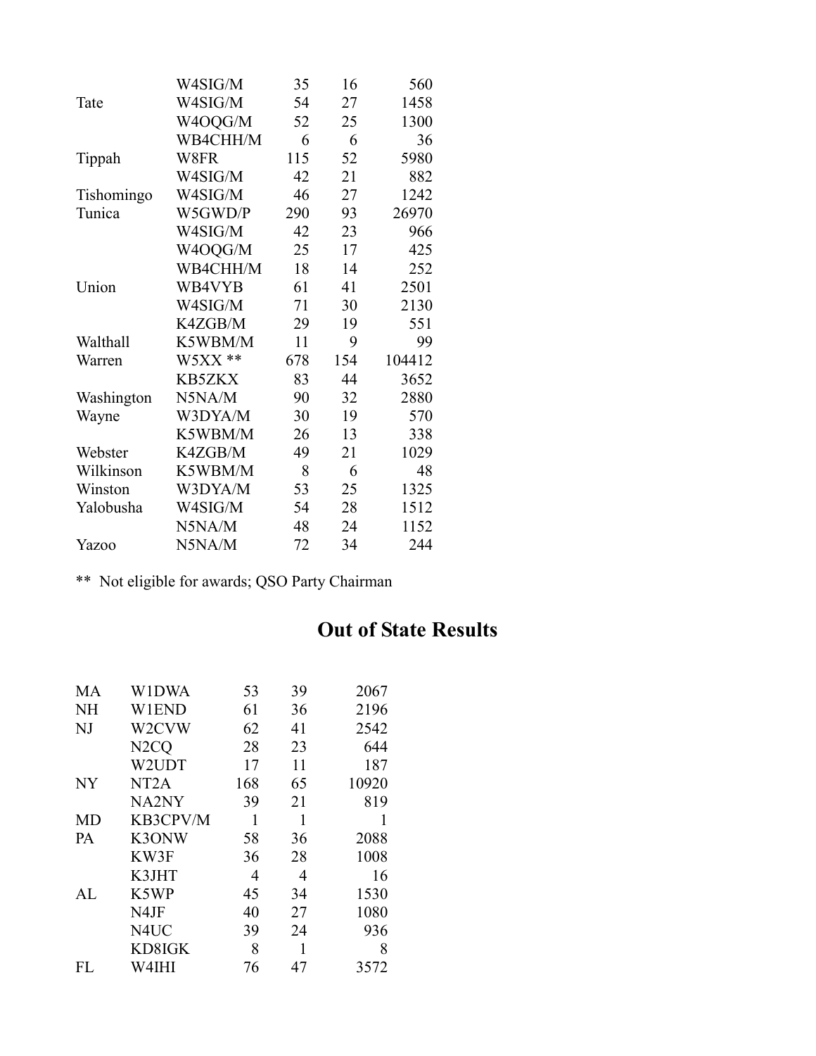| | | | | |
|---|---|---|---|---|
| | W4SIG/M | 35 | 16 | 560 |
| Tate | W4SIG/M | 54 | 27 | 1458 |
| | W4OQG/M | 52 | 25 | 1300 |
| | WB4CHH/M | 6 | 6 | 36 |
| Tippah | W8FR | 115 | 52 | 5980 |
| | W4SIG/M | 42 | 21 | 882 |
| Tishomingo | W4SIG/M | 46 | 27 | 1242 |
| Tunica | W5GWD/P | 290 | 93 | 26970 |
| | W4SIG/M | 42 | 23 | 966 |
| | W4OQG/M | 25 | 17 | 425 |
| | WB4CHH/M | 18 | 14 | 252 |
| Union | WB4VYB | 61 | 41 | 2501 |
| | W4SIG/M | 71 | 30 | 2130 |
| | K4ZGB/M | 29 | 19 | 551 |
| Walthall | K5WBM/M | 11 | 9 | 99 |
| Warren | W5XX ** | 678 | 154 | 104412 |
| | KB5ZKX | 83 | 44 | 3652 |
| Washington | N5NA/M | 90 | 32 | 2880 |
| Wayne | W3DYA/M | 30 | 19 | 570 |
| | K5WBM/M | 26 | 13 | 338 |
| Webster | K4ZGB/M | 49 | 21 | 1029 |
| Wilkinson | K5WBM/M | 8 | 6 | 48 |
| Winston | W3DYA/M | 53 | 25 | 1325 |
| Yalobusha | W4SIG/M | 54 | 28 | 1512 |
| | N5NA/M | 48 | 24 | 1152 |
| Yazoo | N5NA/M | 72 | 34 | 244 |

** Not eligible for awards; QSO Party Chairman

## Out of State Results

| | | | | |
|---|---|---|---|---|
| MA | W1DWA | 53 | 39 | 2067 |
| NH | W1END | 61 | 36 | 2196 |
| NJ | W2CVW | 62 | 41 | 2542 |
| | N2CQ | 28 | 23 | 644 |
| | W2UDT | 17 | 11 | 187 |
| NY | NT2A | 168 | 65 | 10920 |
| | NA2NY | 39 | 21 | 819 |
| MD | KB3CPV/M | 1 | 1 | 1 |
| PA | K3ONW | 58 | 36 | 2088 |
| | KW3F | 36 | 28 | 1008 |
| | K3JHT | 4 | 4 | 16 |
| AL | K5WP | 45 | 34 | 1530 |
| | N4JF | 40 | 27 | 1080 |
| | N4UC | 39 | 24 | 936 |
| | KD8IGK | 8 | 1 | 8 |
| FL | W4IHI | 76 | 47 | 3572 |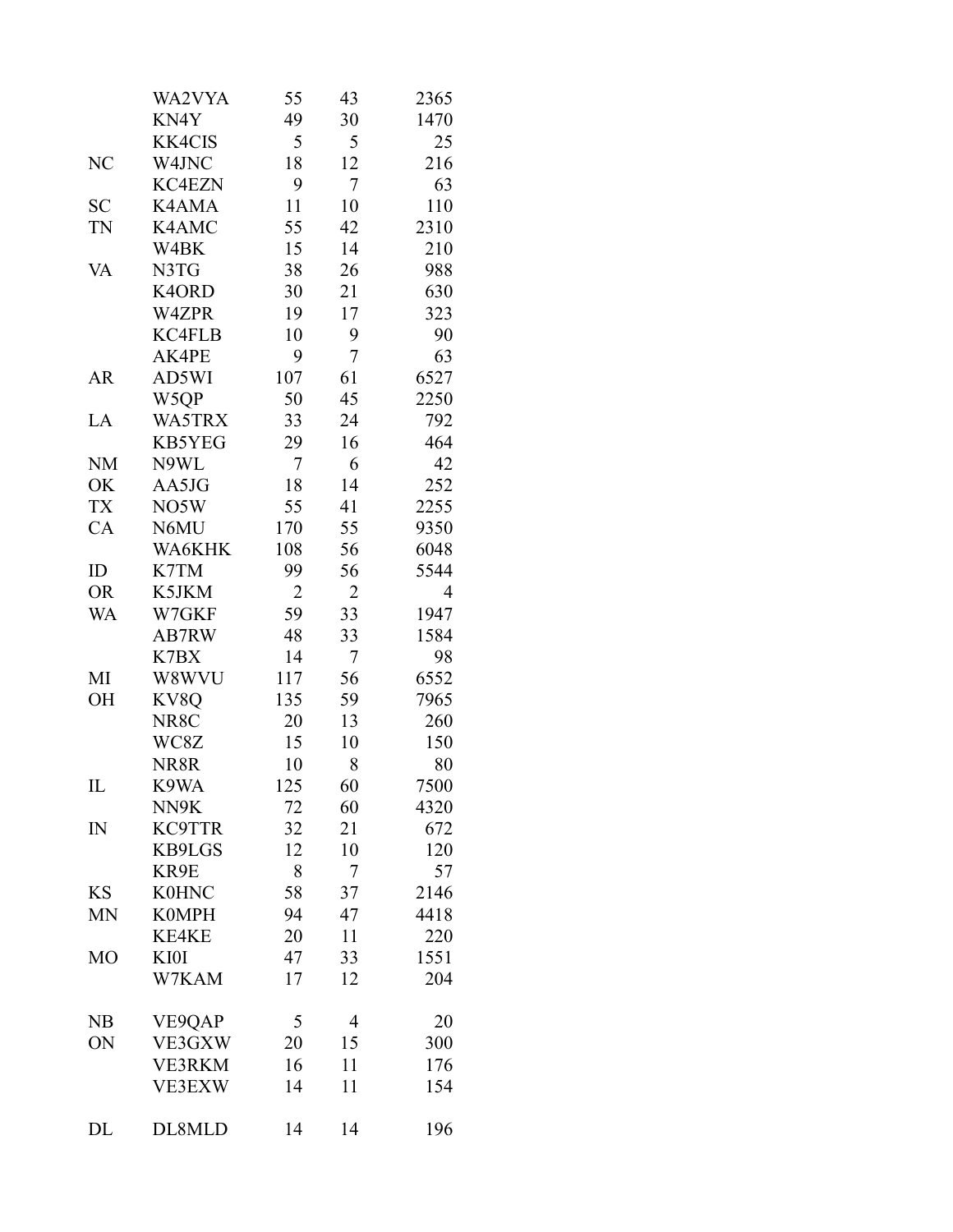| | | | | |
|---|---|---|---|---|
| | WA2VYA | 55 | 43 | 2365 |
| | KN4Y | 49 | 30 | 1470 |
| | KK4CIS | 5 | 5 | 25 |
| NC | W4JNC | 18 | 12 | 216 |
| | KC4EZN | 9 | 7 | 63 |
| SC | K4AMA | 11 | 10 | 110 |
| TN | K4AMC | 55 | 42 | 2310 |
| | W4BK | 15 | 14 | 210 |
| VA | N3TG | 38 | 26 | 988 |
| | K4ORD | 30 | 21 | 630 |
| | W4ZPR | 19 | 17 | 323 |
| | KC4FLB | 10 | 9 | 90 |
| | AK4PE | 9 | 7 | 63 |
| AR | AD5WI | 107 | 61 | 6527 |
| | W5QP | 50 | 45 | 2250 |
| LA | WA5TRX | 33 | 24 | 792 |
| | KB5YEG | 29 | 16 | 464 |
| NM | N9WL | 7 | 6 | 42 |
| OK | AA5JG | 18 | 14 | 252 |
| TX | NO5W | 55 | 41 | 2255 |
| CA | N6MU | 170 | 55 | 9350 |
| | WA6KHK | 108 | 56 | 6048 |
| ID | K7TM | 99 | 56 | 5544 |
| OR | K5JKM | 2 | 2 | 4 |
| WA | W7GKF | 59 | 33 | 1947 |
| | AB7RW | 48 | 33 | 1584 |
| | K7BX | 14 | 7 | 98 |
| MI | W8WVU | 117 | 56 | 6552 |
| OH | KV8Q | 135 | 59 | 7965 |
| | NR8C | 20 | 13 | 260 |
| | WC8Z | 15 | 10 | 150 |
| | NR8R | 10 | 8 | 80 |
| IL | K9WA | 125 | 60 | 7500 |
| | NN9K | 72 | 60 | 4320 |
| IN | KC9TTR | 32 | 21 | 672 |
| | KB9LGS | 12 | 10 | 120 |
| | KR9E | 8 | 7 | 57 |
| KS | K0HNC | 58 | 37 | 2146 |
| MN | K0MPH | 94 | 47 | 4418 |
| | KE4KE | 20 | 11 | 220 |
| MO | KI0I | 47 | 33 | 1551 |
| | W7KAM | 17 | 12 | 204 |
| | | | | |
| NB | VE9QAP | 5 | 4 | 20 |
| ON | VE3GXW | 20 | 15 | 300 |
| | VE3RKM | 16 | 11 | 176 |
| | VE3EXW | 14 | 11 | 154 |
| | | | | |
| DL | DL8MLD | 14 | 14 | 196 |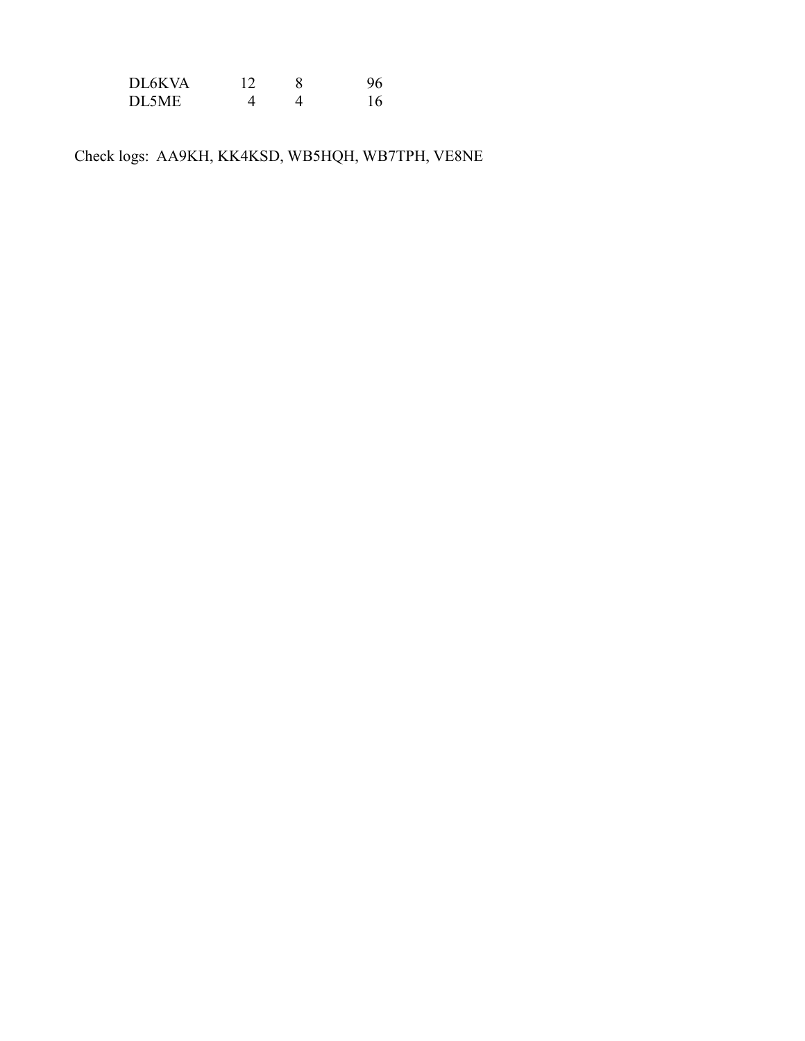| | | | |
|---|---|---|---|
| DL6KVA | 12 | 8 | 96 |
| DL5ME | 4 | 4 | 16 |

Check logs: AA9KH, KK4KSD, WB5HQH, WB7TPH, VE8NE